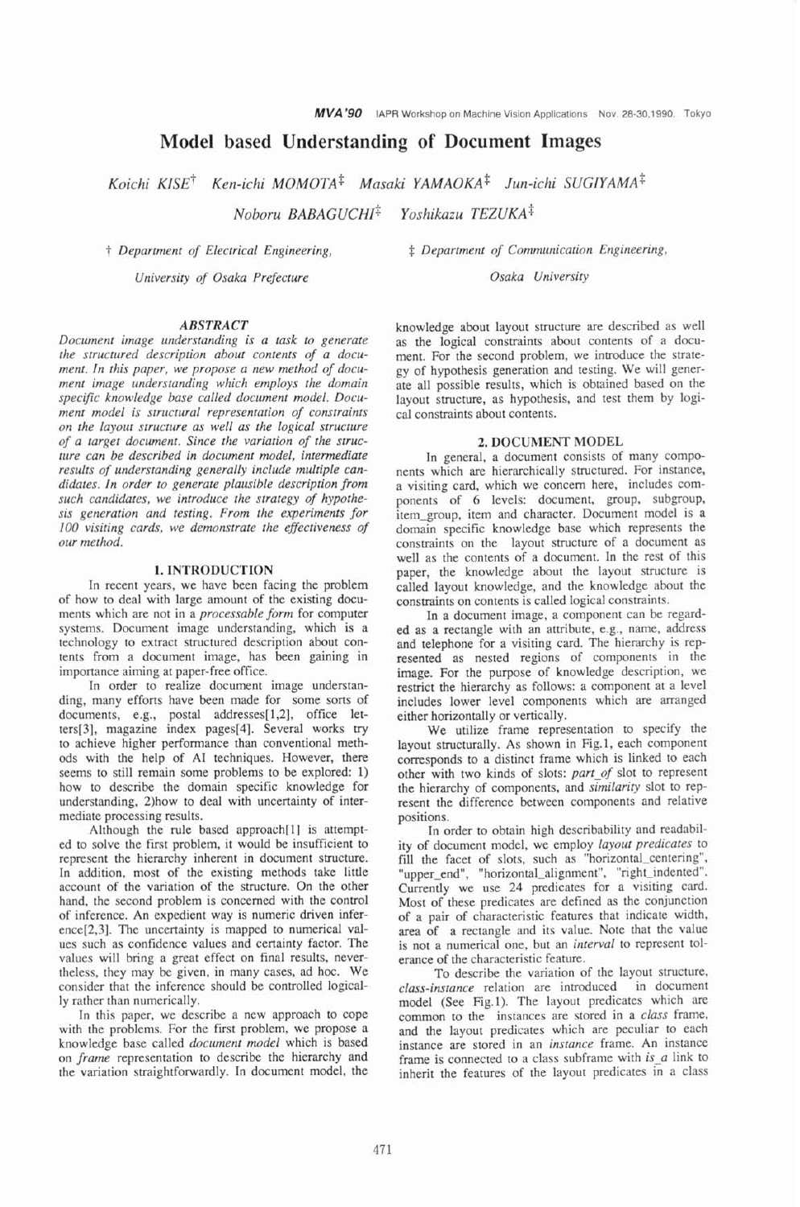# Model based Understanding of Document Images

*Koichi KISE*[†] *Ken-ichi MOMOTA*[‡] *Masaki YAMAOKA*[‡] *Jun-ichi SUGIYAMA*[‡]

*Noboru BABAGUCHI*[‡] *Yoshikazu TEZUKA*[‡]

† *Department of Electrical Engineering, University of Osaka Prefecture*

‡ *Department of Communication Engineering, Osaka University*

### ABSTRACT

*Document image understanding is a task to generate the structured description about contents of a document. In this paper, we propose a new method of document image understanding which employs the domain specific knowledge base called document model. Document model is structural representation of constraints on the layout structure as well as the logical structure of a target document. Since the variation of the structure can be described in document model, intermediate results of understanding generally include multiple candidates. In order to generate plausible description from such candidates, we introduce the strategy of hypothesis generation and testing. From the experiments for 100 visiting cards, we demonstrate the effectiveness of our method.*

## 1. INTRODUCTION

In recent years, we have been facing the problem of how to deal with large amount of the existing documents which are not in a *processable form* for computer systems. Document image understanding, which is a technology to extract structured description about contents from a document image, has been gaining in importance aiming at paper-free office.

In order to realize document image understanding, many efforts have been made for some sorts of documents, e.g., postal addresses[1,2], office letters[3], magazine index pages[4]. Several works try to achieve higher performance than conventional methods with the help of AI techniques. However, there seems to still remain some problems to be explored: 1) how to describe the domain specific knowledge for understanding, 2)how to deal with uncertainty of intermediate processing results.

Although the rule based approach[1] is attempted to solve the first problem, it would be insufficient to represent the hierarchy inherent in document structure. In addition, most of the existing methods take little account of the variation of the structure. On the other hand, the second problem is concerned with the control of inference. An expedient way is numeric driven inference[2,3]. The uncertainty is mapped to numerical values such as confidence values and certainty factor. The values will bring a great effect on final results, nevertheless, they may be given, in many cases, ad hoc. We consider that the inference should be controlled logically rather than numerically.

In this paper, we describe a new approach to cope with the problems. For the first problem, we propose a knowledge base called *document model* which is based on *frame* representation to describe the hierarchy and the variation straightforwardly. In document model, the knowledge about layout structure are described as well as the logical constraints about contents of a document. For the second problem, we introduce the strategy of hypothesis generation and testing. We will generate all possible results, which is obtained based on the layout structure, as hypothesis, and test them by logical constraints about contents.

## 2. DOCUMENT MODEL

In general, a document consists of many components which are hierarchically structured. For instance, a visiting card, which we concern here, includes components of 6 levels: document, group, subgroup, item_group, item and character. Document model is a domain specific knowledge base which represents the constraints on the layout structure of a document as well as the contents of a document. In the rest of this paper, the knowledge about the layout structure is called layout knowledge, and the knowledge about the constraints on contents is called logical constraints.

In a document image, a component can be regarded as a rectangle with an attribute, e.g., name, address and telephone for a visiting card. The hierarchy is represented as nested regions of components in the image. For the purpose of knowledge description, we restrict the hierarchy as follows: a component at a level includes lower level components which are arranged either horizontally or vertically.

We utilize frame representation to specify the layout structurally. As shown in Fig.1, each component corresponds to a distinct frame which is linked to each other with two kinds of slots: *part_of* slot to represent the hierarchy of components, and *similarity* slot to represent the difference between components and relative positions.

In order to obtain high describability and readability of document model, we employ *layout predicates* to fill the facet of slots, such as "horizontal_centering", "upper_end", "horizontal_alignment", "right_indented". Currently we use 24 predicates for a visiting card. Most of these predicates are defined as the conjunction of a pair of characteristic features that indicate width, area of a rectangle and its value. Note that the value is not a numerical one, but an *interval* to represent tolerance of the characteristic feature.

To describe the variation of the layout structure, *class-instance* relation are introduced in document model (See Fig.1). The layout predicates which are common to the instances are stored in a *class* frame, and the layout predicates which are peculiar to each instance are stored in an *instance* frame. An instance frame is connected to a class subframe with *is_a* link to inherit the features of the layout predicates in a class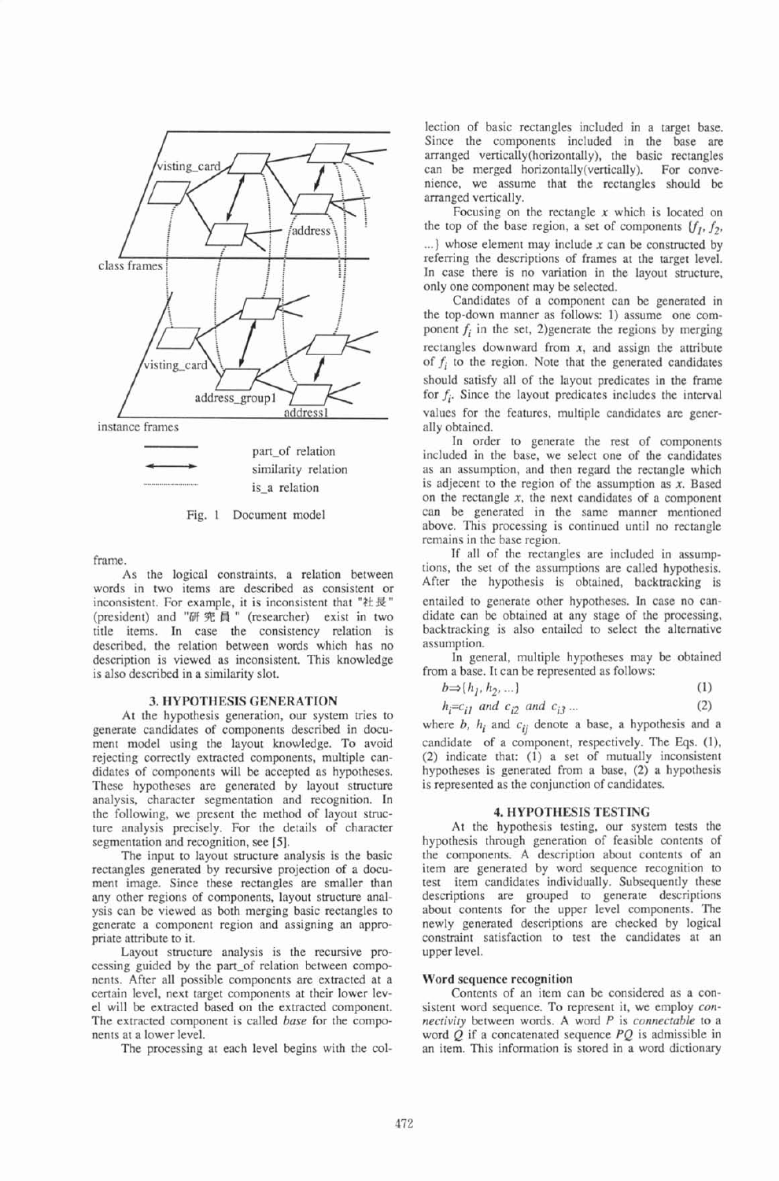visting_card

address

class frames

visting_card

address_group1

address1

instance frames

part_of relation

similarity relation

is_a relation

Fig. 1 Document model

frame.

As the logical constraints, a relation between words in two items are described as consistent or inconsistent. For example, it is inconsistent that "社長" (president) and "研究員" (researcher) exist in two title items. In case the consistency relation is described, the relation between words which has no description is viewed as inconsistent. This knowledge is also described in a similarity slot.

## 3. HYPOTHESIS GENERATION

At the hypothesis generation, our system tries to generate candidates of components described in document model using the layout knowledge. To avoid rejecting correctly extracted components, multiple candidates of components will be accepted as hypotheses. These hypotheses are generated by layout structure analysis, character segmentation and recognition. In the following, we present the method of layout structure analysis precisely. For the details of character segmentation and recognition, see [5].

The input to layout structure analysis is the basic rectangles generated by recursive projection of a document image. Since these rectangles are smaller than any other regions of components, layout structure analysis can be viewed as both merging basic rectangles to generate a component region and assigning an appropriate attribute to it.

Layout structure analysis is the recursive processing guided by the part_of relation between components. After all possible components are extracted at a certain level, next target components at their lower level will be extracted based on the extracted component. The extracted component is called *base* for the components at a lower level.

The processing at each level begins with the collection of basic rectangles included in a target base. Since the components included in the base are arranged vertically(horizontally), the basic rectangles can be merged horizontally(vertically). For convenience, we assume that the rectangles should be arranged vertically.

Focusing on the rectangle $x$ which is located on the top of the base region, a set of components $\{f_1, f_2, \ldots\}$ whose element may include $x$ can be constructed by referring the descriptions of frames at the target level. In case there is no variation in the layout structure, only one component may be selected.

Candidates of a component can be generated in the top-down manner as follows: 1) assume one component $f_i$ in the set, 2)generate the regions by merging rectangles downward from $x$, and assign the attribute of $f_i$ to the region. Note that the generated candidates should satisfy all of the layout predicates in the frame for $f_i$. Since the layout predicates includes the interval values for the features, multiple candidates are generally obtained.

In order to generate the rest of components included in the base, we select one of the candidates as an assumption, and then regard the rectangle which is adjecent to the region of the assumption as $x$. Based on the rectangle $x$, the next candidates of a component can be generated in the same manner mentioned above. This processing is continued until no rectangle remains in the base region.

If all of the rectangles are included in assumptions, the set of the assumptions are called hypothesis. After the hypothesis is obtained, backtracking is entailed to generate other hypotheses. In case no candidate can be obtained at any stage of the processing, backtracking is also entailed to select the alternative assumption.

In general, multiple hypotheses may be obtained from a base. It can be represented as follows:

$$b \Rightarrow \{h_1, h_2, \ldots\} \tag{1}$$

$$h_i = c_{i1} \text{ and } c_{i2} \text{ and } c_{i3} \ldots \tag{2}$$

where $b$, $h_i$ and $c_{ij}$ denote a base, a hypothesis and a candidate of a component, respectively. The Eqs. (1), (2) indicate that: (1) a set of mutually inconsistent hypotheses is generated from a base, (2) a hypothesis is represented as the conjunction of candidates.

## 4. HYPOTHESIS TESTING

At the hypothesis testing, our system tests the hypothesis through generation of feasible contents of the components. A description about contents of an item are generated by word sequence recognition to test item candidates individually. Subsequently these descriptions are grouped to generate descriptions about contents for the upper level components. The newly generated descriptions are checked by logical constraint satisfaction to test the candidates at an upper level.

### Word sequence recognition

Contents of an item can be considered as a consistent word sequence. To represent it, we employ *connectivity* between words. A word $P$ is *connectable* to a word $Q$ if a concatenated sequence $PQ$ is admissible in an item. This information is stored in a word dictionary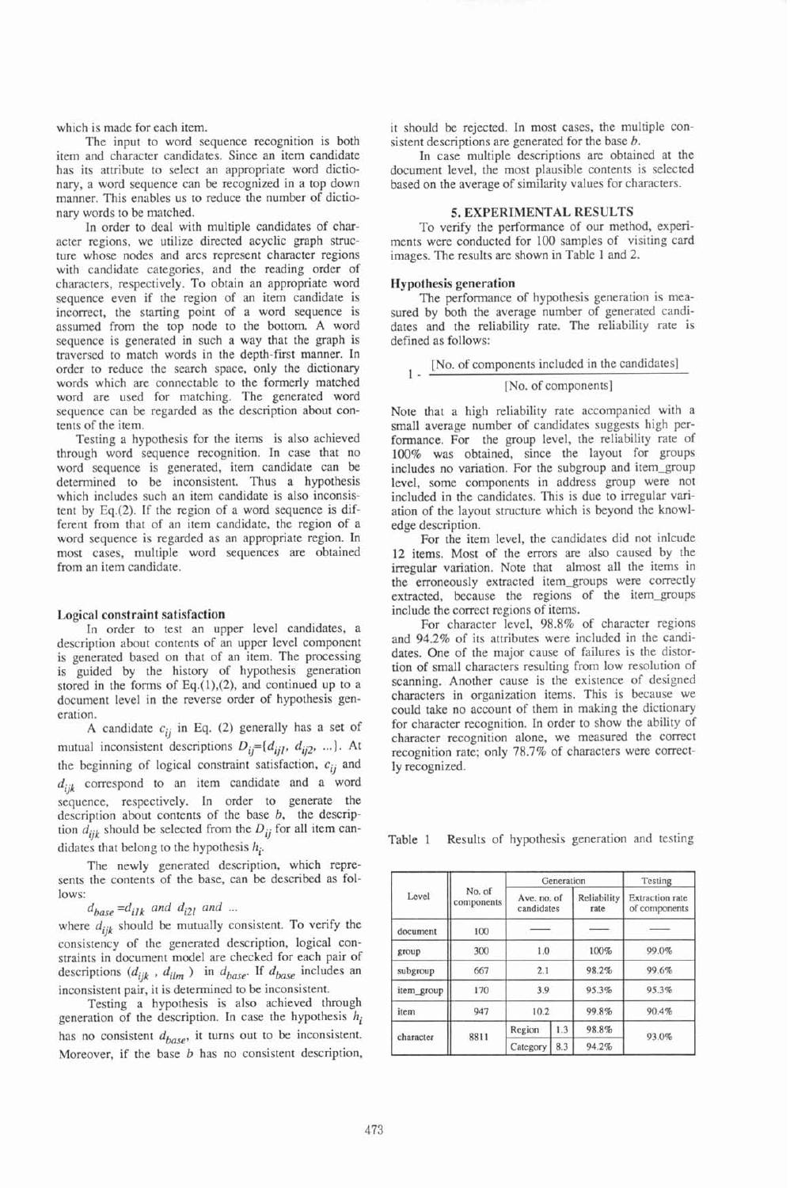which is made for each item.

The input to word sequence recognition is both item and character candidates. Since an item candidate has its attribute to select an appropriate word dictionary, a word sequence can be recognized in a top down manner. This enables us to reduce the number of dictionary words to be matched.

In order to deal with multiple candidates of character regions, we utilize directed acyclic graph structure whose nodes and arcs represent character regions with candidate categories, and the reading order of characters, respectively. To obtain an appropriate word sequence even if the region of an item candidate is incorrect, the starting point of a word sequence is assumed from the top node to the bottom. A word sequence is generated in such a way that the graph is traversed to match words in the depth-first manner. In order to reduce the search space, only the dictionary words which are connectable to the formerly matched word are used for matching. The generated word sequence can be regarded as the description about contents of the item.

Testing a hypothesis for the items is also achieved through word sequence recognition. In case that no word sequence is generated, item candidate can be determined to be inconsistent. Thus a hypothesis which includes such an item candidate is also inconsistent by Eq.(2). If the region of a word sequence is different from that of an item candidate, the region of a word sequence is regarded as an appropriate region. In most cases, multiple word sequences are obtained from an item candidate.

### Logical constraint satisfaction

In order to test an upper level candidates, a description about contents of an upper level component is generated based on that of an item. The processing is guided by the history of hypothesis generation stored in the forms of Eq.(1),(2), and continued up to a document level in the reverse order of hypothesis generation.

A candidate $c_{ij}$ in Eq. (2) generally has a set of mutual inconsistent descriptions $D_{ij}=\{d_{ij1}, d_{ij2}, ...\}$. At the beginning of logical constraint satisfaction, $c_{ij}$ and $d_{ijk}$ correspond to an item candidate and a word sequence, respectively. In order to generate the description about contents of the base $b$, the description $d_{ijk}$ should be selected from the $D_{ij}$ for all item candidates that belong to the hypothesis $h_i$.

The newly generated description, which represents the contents of the base, can be described as follows:

$$d_{base} = d_{i1k} \text{ and } d_{i2l} \text{ and } ...$$

where $d_{ijk}$ should be mutually consistent. To verify the consistency of the generated description, logical constraints in document model are checked for each pair of descriptions ($d_{ijk}$ , $d_{ilm}$ ) in $d_{base}$. If $d_{base}$ includes an inconsistent pair, it is determined to be inconsistent.

Testing a hypothesis is also achieved through generation of the description. In case the hypothesis $h_i$ has no consistent $d_{base}$, it turns out to be inconsistent. Moreover, if the base $b$ has no consistent description, it should be rejected. In most cases, the multiple consistent descriptions are generated for the base $b$.

In case multiple descriptions are obtained at the document level, the most plausible contents is selected based on the average of similarity values for characters.

## 5. EXPERIMENTAL RESULTS

To verify the performance of our method, experiments were conducted for 100 samples of visiting card images. The results are shown in Table 1 and 2.

### Hypothesis generation

The performance of hypothesis generation is measured by both the average number of generated candidates and the reliability rate. The reliability rate is defined as follows:

$$1 - \frac{\text{[No. of components included in the candidates]}}{\text{[No. of components]}}$$

Note that a high reliability rate accompanied with a small average number of candidates suggests high performance. For the group level, the reliability rate of 100% was obtained, since the layout for groups includes no variation. For the subgroup and item_group level, some components in address group were not included in the candidates. This is due to irregular variation of the layout structure which is beyond the knowledge description.

For the item level, the candidates did not inlcude 12 items. Most of the errors are also caused by the irregular variation. Note that almost all the items in the erroneously extracted item_groups were correctly extracted, because the regions of the item_groups include the correct regions of items.

For character level, 98.8% of character regions and 94.2% of its attributes were included in the candidates. One of the major cause of failures is the distortion of small characters resulting from low resolution of scanning. Another cause is the existence of designed characters in organization items. This is because we could take no account of them in making the dictionary for character recognition. In order to show the ability of character recognition alone, we measured the correct recognition rate; only 78.7% of characters were correctly recognized.

Table 1 Results of hypothesis generation and testing

| Level | No. of components | Generation | | | Testing |
|---|---|---|---|---|---|
| | | Ave. no. of candidates | | Reliability rate | Extraction rate of components |
| document | 100 | —— | | —— | —— |
| group | 300 | 1.0 | | 100% | 99.0% |
| subgroup | 667 | 2.1 | | 98.2% | 99.6% |
| item_group | 170 | 3.9 | | 95.3% | 95.3% |
| item | 947 | 10.2 | | 99.8% | 90.4% |
| character | 8811 | Region | 1.3 | 98.8% | 93.0% |
| | | Category | 8.3 | 94.2% | |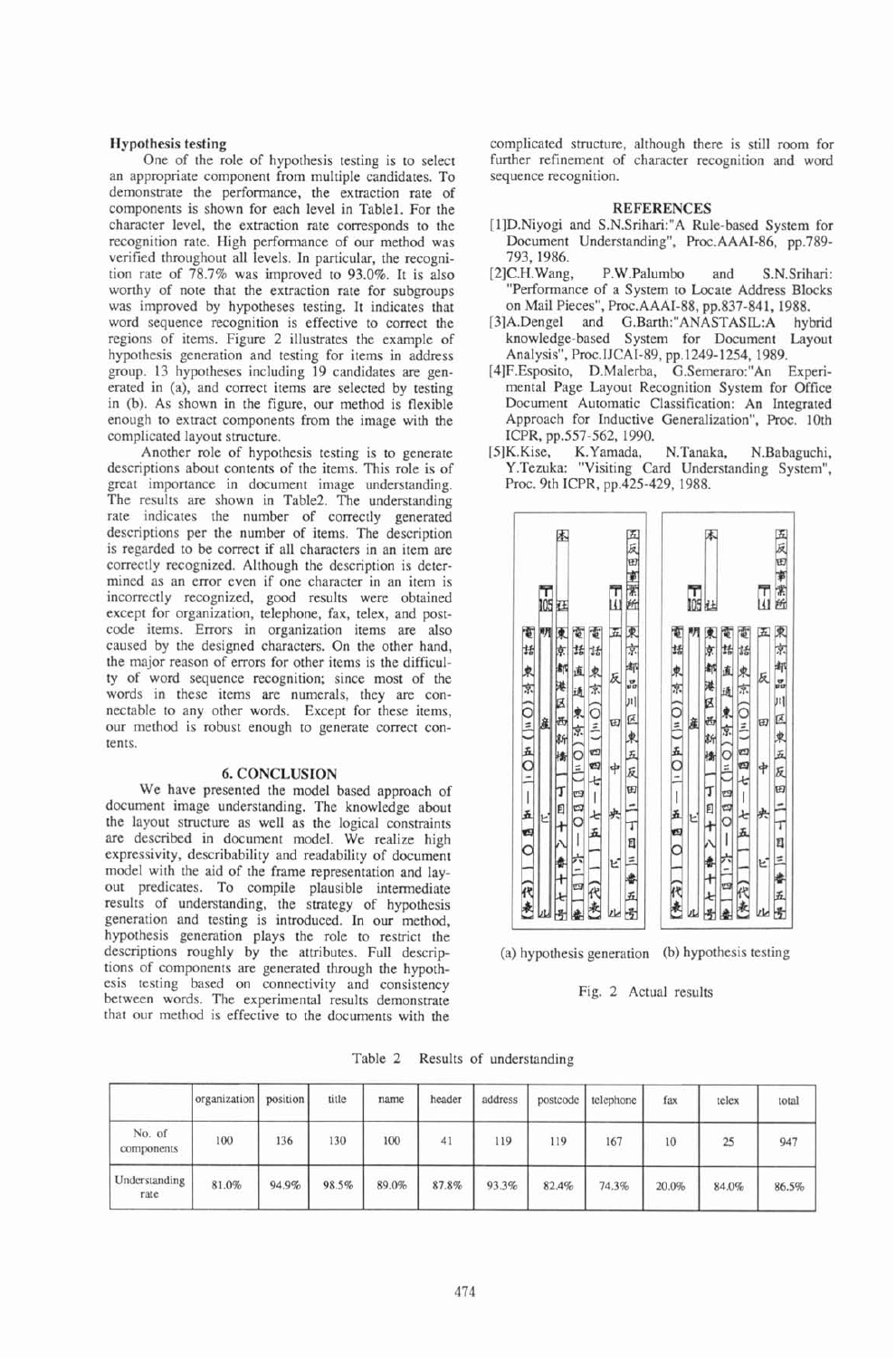**Hypothesis testing**

One of the role of hypothesis testing is to select an appropriate component from multiple candidates. To demonstrate the performance, the extraction rate of components is shown for each level in Table1. For the character level, the extraction rate corresponds to the recognition rate. High performance of our method was verified throughout all levels. In particular, the recognition rate of 78.7% was improved to 93.0%. It is also worthy of note that the extraction rate for subgroups was improved by hypotheses testing. It indicates that word sequence recognition is effective to correct the regions of items. Figure 2 illustrates the example of hypothesis generation and testing for items in address group. 13 hypotheses including 19 candidates are generated in (a), and correct items are selected by testing in (b). As shown in the figure, our method is flexible enough to extract components from the image with the complicated layout structure.

Another role of hypothesis testing is to generate descriptions about contents of the items. This role is of great importance in document image understanding. The results are shown in Table2. The understanding rate indicates the number of correctly generated descriptions per the number of items. The description is regarded to be correct if all characters in an item are correctly recognized. Although the description is determined as an error even if one character in an item is incorrectly recognized, good results were obtained except for organization, telephone, fax, telex, and postcode items. Errors in organization items are also caused by the designed characters. On the other hand, the major reason of errors for other items is the difficulty of word sequence recognition; since most of the words in these items are numerals, they are connectable to any other words. Except for these items, our method is robust enough to generate correct contents.

## 6. CONCLUSION

We have presented the model based approach of document image understanding. The knowledge about the layout structure as well as the logical constraints are described in document model. We realize high expressivity, describability and readability of document model with the aid of the frame representation and layout predicates. To compile plausible intermediate results of understanding, the strategy of hypothesis generation and testing is introduced. In our method, hypothesis generation plays the role to restrict the descriptions roughly by the attributes. Full descriptions of components are generated through the hypothesis testing based on connectivity and consistency between words. The experimental results demonstrate that our method is effective to the documents with the complicated structure, although there is still room for further refinement of character recognition and word sequence recognition.

## REFERENCES

[1]D.Niyogi and S.N.Srihari:"A Rule-based System for Document Understanding", Proc.AAAI-86, pp.789-793, 1986.

[2]C.H.Wang, P.W.Palumbo and S.N.Srihari: "Performance of a System to Locate Address Blocks on Mail Pieces", Proc.AAAI-88, pp.837-841, 1988.

[3]A.Dengel and G.Barth:"ANASTASIL:A hybrid knowledge-based System for Document Layout Analysis", Proc.IJCAI-89, pp.1249-1254, 1989.

[4]F.Esposito, D.Malerba, G.Semeraro:"An Experimental Page Layout Recognition System for Office Document Automatic Classification: An Integrated Approach for Inductive Generalization", Proc. 10th ICPR, pp.557-562, 1990.

[5]K.Kise, K.Yamada, N.Tanaka, N.Babaguchi, Y.Tezuka: "Visiting Card Understanding System", Proc. 9th ICPR, pp.425-429, 1988.

(a) hypothesis generation (b) hypothesis testing

Fig. 2 Actual results

Table 2 Results of understanding

| | organization | position | title | name | header | address | postcode | telephone | fax | telex | total |
|---|---|---|---|---|---|---|---|---|---|---|---|
| No. of components | 100 | 136 | 130 | 100 | 41 | 119 | 119 | 167 | 10 | 25 | 947 |
| Understanding rate | 81.0% | 94.9% | 98.5% | 89.0% | 87.8% | 93.3% | 82.4% | 74.3% | 20.0% | 84.0% | 86.5% |